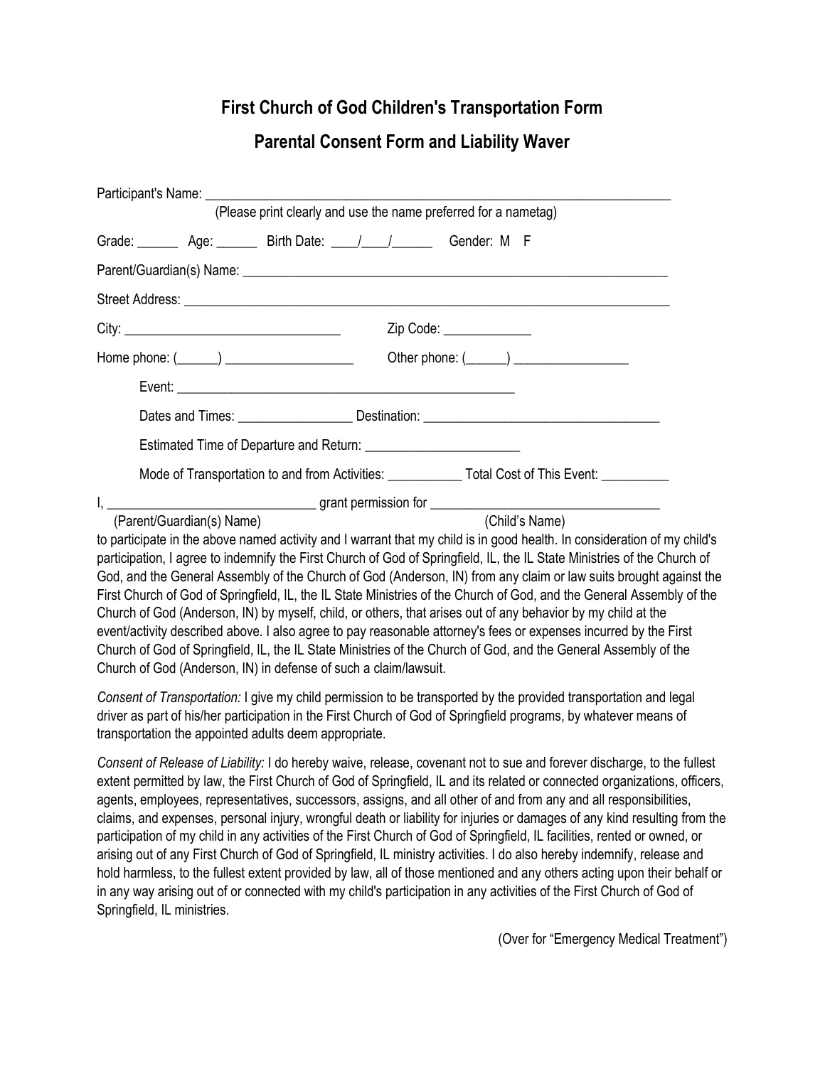# First Church of God Children's Transportation Form

## Parental Consent Form and Liability Waver

Participant's Name: ___________________________________________________________________
(Please print clearly and use the name preferred for a nametag)

Grade: ______ Age: ______ Birth Date: ____/____/______ Gender: M F

Parent/Guardian(s) Name: ______________________________________________________________

Street Address: ______________________________________________________________________

City: ______________________________ Zip Code: ____________

Home phone: (_____) __________________ Other phone: (_____) ________________

Event: __________________________________________________

Dates and Times: ________________ Destination: _________________________________

Estimated Time of Departure and Return: ______________________

Mode of Transportation to and from Activities: __________ Total Cost of This Event: _________

I, ______________________________ grant permission for _________________________________
(Parent/Guardian(s) Name) (Child's Name)

to participate in the above named activity and I warrant that my child is in good health. In consideration of my child's participation, I agree to indemnify the First Church of God of Springfield, IL, the IL State Ministries of the Church of God, and the General Assembly of the Church of God (Anderson, IN) from any claim or law suits brought against the First Church of God of Springfield, IL, the IL State Ministries of the Church of God, and the General Assembly of the Church of God (Anderson, IN) by myself, child, or others, that arises out of any behavior by my child at the event/activity described above. I also agree to pay reasonable attorney's fees or expenses incurred by the First Church of God of Springfield, IL, the IL State Ministries of the Church of God, and the General Assembly of the Church of God (Anderson, IN) in defense of such a claim/lawsuit.

*Consent of Transportation:* I give my child permission to be transported by the provided transportation and legal driver as part of his/her participation in the First Church of God of Springfield programs, by whatever means of transportation the appointed adults deem appropriate.

*Consent of Release of Liability:* I do hereby waive, release, covenant not to sue and forever discharge, to the fullest extent permitted by law, the First Church of God of Springfield, IL and its related or connected organizations, officers, agents, employees, representatives, successors, assigns, and all other of and from any and all responsibilities, claims, and expenses, personal injury, wrongful death or liability for injuries or damages of any kind resulting from the participation of my child in any activities of the First Church of God of Springfield, IL facilities, rented or owned, or arising out of any First Church of God of Springfield, IL ministry activities. I do also hereby indemnify, release and hold harmless, to the fullest extent provided by law, all of those mentioned and any others acting upon their behalf or in any way arising out of or connected with my child's participation in any activities of the First Church of God of Springfield, IL ministries.

(Over for "Emergency Medical Treatment")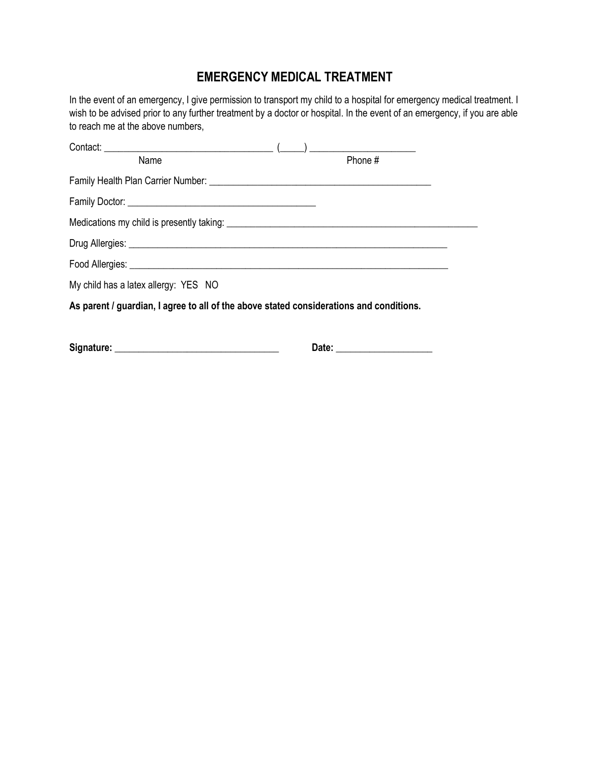## EMERGENCY MEDICAL TREATMENT

In the event of an emergency, I give permission to transport my child to a hospital for emergency medical treatment. I wish to be advised prior to any further treatment by a doctor or hospital. In the event of an emergency, if you are able to reach me at the above numbers,

Contact: ___________________________________ (_____) ______________________

Name Phone #

Family Health Plan Carrier Number: _______________________________________________

Family Doctor: _______________________________________

Medications my child is presently taking: ______________________________________________________

Drug Allergies: ___________________________________________________________________

Food Allergies: ___________________________________________________________________

My child has a latex allergy: YES NO

**As parent / guardian, I agree to all of the above stated considerations and conditions.**

**Signature:** __________________________________ **Date:** ____________________